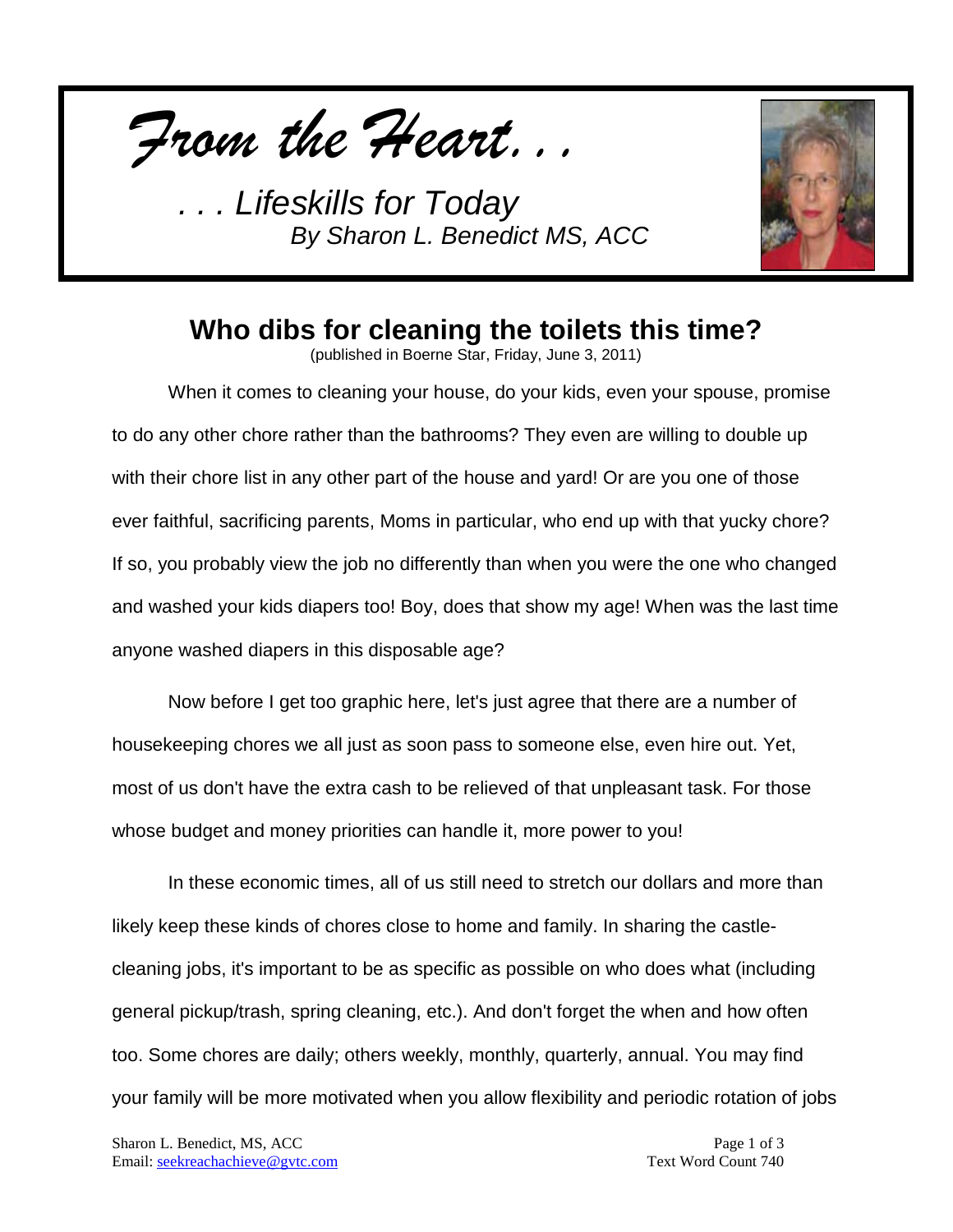*From the Heart. . .*

*. . . Lifeskills for Today*
*By Sharon L. Benedict MS, ACC*

# Who dibs for cleaning the toilets this time?

(published in Boerne Star, Friday, June 3, 2011)

When it comes to cleaning your house, do your kids, even your spouse, promise to do any other chore rather than the bathrooms? They even are willing to double up with their chore list in any other part of the house and yard! Or are you one of those ever faithful, sacrificing parents, Moms in particular, who end up with that yucky chore? If so, you probably view the job no differently than when you were the one who changed and washed your kids diapers too! Boy, does that show my age! When was the last time anyone washed diapers in this disposable age?

Now before I get too graphic here, let's just agree that there are a number of housekeeping chores we all just as soon pass to someone else, even hire out. Yet, most of us don't have the extra cash to be relieved of that unpleasant task. For those whose budget and money priorities can handle it, more power to you!

In these economic times, all of us still need to stretch our dollars and more than likely keep these kinds of chores close to home and family. In sharing the castle-cleaning jobs, it's important to be as specific as possible on who does what (including general pickup/trash, spring cleaning, etc.). And don't forget the when and how often too. Some chores are daily; others weekly, monthly, quarterly, annual. You may find your family will be more motivated when you allow flexibility and periodic rotation of jobs

Sharon L. Benedict, MS, ACC
Email: seekreachachieve@gvtc.com

Text Word Count 740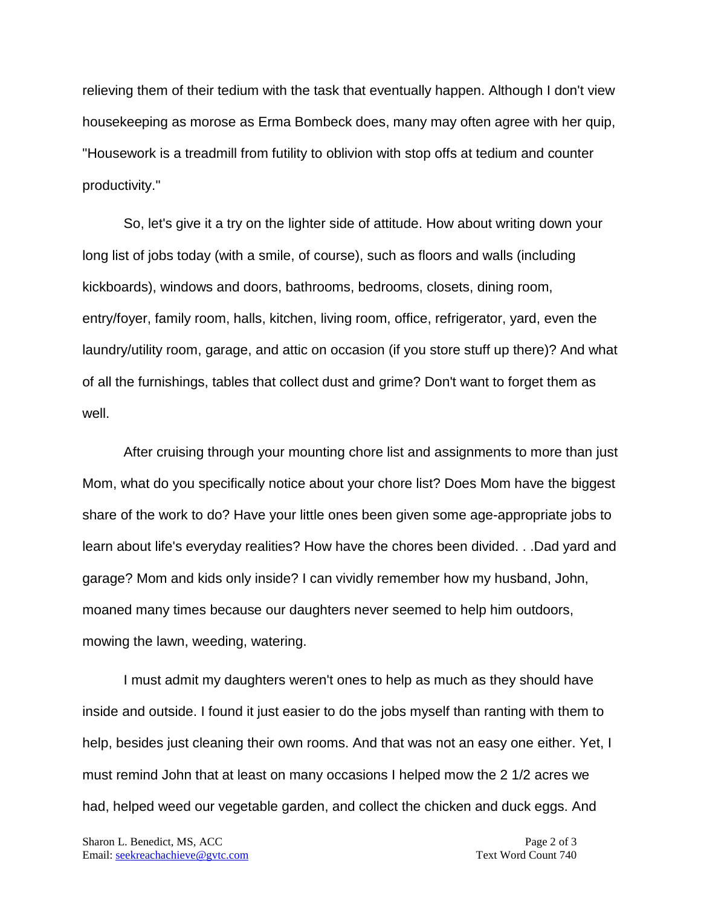relieving them of their tedium with the task that eventually happen. Although I don't view housekeeping as morose as Erma Bombeck does, many may often agree with her quip, "Housework is a treadmill from futility to oblivion with stop offs at tedium and counter productivity."

So, let's give it a try on the lighter side of attitude. How about writing down your long list of jobs today (with a smile, of course), such as floors and walls (including kickboards), windows and doors, bathrooms, bedrooms, closets, dining room, entry/foyer, family room, halls, kitchen, living room, office, refrigerator, yard, even the laundry/utility room, garage, and attic on occasion (if you store stuff up there)? And what of all the furnishings, tables that collect dust and grime? Don't want to forget them as well.

After cruising through your mounting chore list and assignments to more than just Mom, what do you specifically notice about your chore list? Does Mom have the biggest share of the work to do? Have your little ones been given some age-appropriate jobs to learn about life's everyday realities? How have the chores been divided. . .Dad yard and garage? Mom and kids only inside? I can vividly remember how my husband, John, moaned many times because our daughters never seemed to help him outdoors, mowing the lawn, weeding, watering.

I must admit my daughters weren't ones to help as much as they should have inside and outside. I found it just easier to do the jobs myself than ranting with them to help, besides just cleaning their own rooms. And that was not an easy one either. Yet, I must remind John that at least on many occasions I helped mow the 2 1/2 acres we had, helped weed our vegetable garden, and collect the chicken and duck eggs. And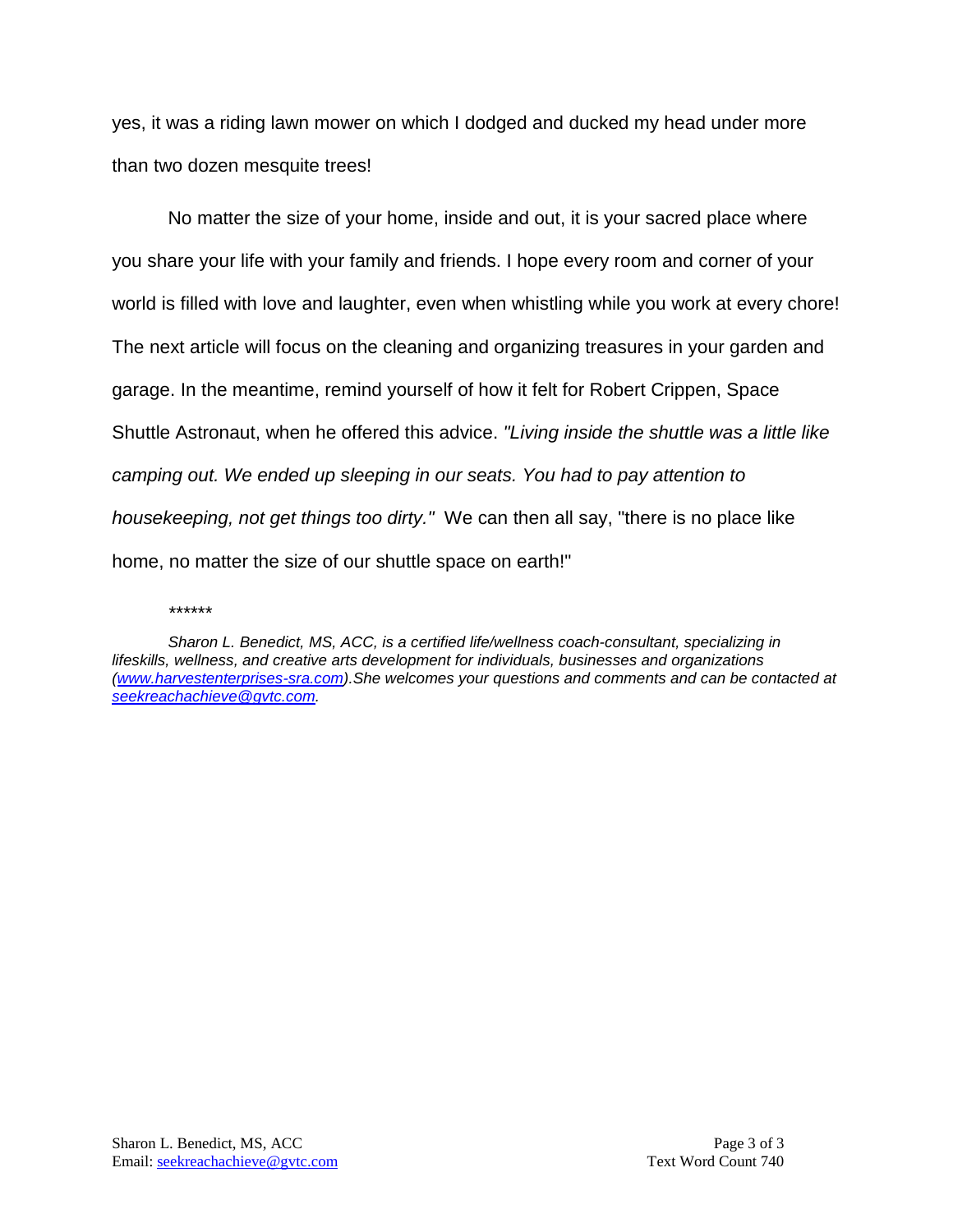yes, it was a riding lawn mower on which I dodged and ducked my head under more than two dozen mesquite trees!

No matter the size of your home, inside and out, it is your sacred place where you share your life with your family and friends. I hope every room and corner of your world is filled with love and laughter, even when whistling while you work at every chore! The next article will focus on the cleaning and organizing treasures in your garden and garage. In the meantime, remind yourself of how it felt for Robert Crippen, Space Shuttle Astronaut, when he offered this advice. *"Living inside the shuttle was a little like camping out. We ended up sleeping in our seats. You had to pay attention to housekeeping, not get things too dirty."* We can then all say, "there is no place like home, no matter the size of our shuttle space on earth!"

\*\*\*\*\*\*

*Sharon L. Benedict, MS, ACC, is a certified life/wellness coach-consultant, specializing in lifeskills, wellness, and creative arts development for individuals, businesses and organizations ([www.harvestenterprises-sra.com](http://www.harvestenterprises-sra.com)).She welcomes your questions and comments and can be contacted at [seekreachachieve@gvtc.com](mailto:seekreachachieve@gvtc.com).*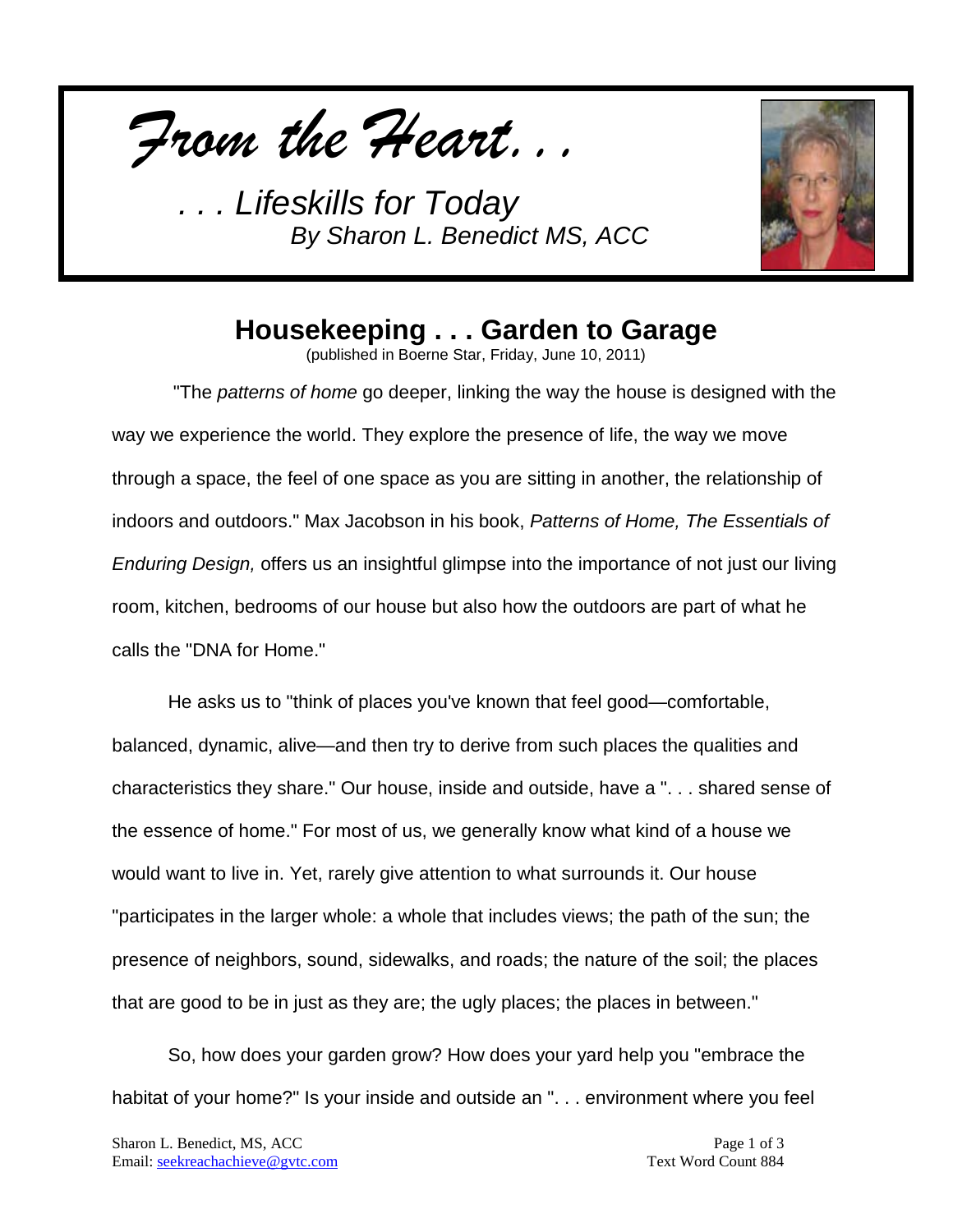*From the Heart...*

*. . . Lifeskills for Today*
*By Sharon L. Benedict MS, ACC*

# Housekeeping . . . Garden to Garage

(published in Boerne Star, Friday, June 10, 2011)

"The *patterns of home* go deeper, linking the way the house is designed with the way we experience the world. They explore the presence of life, the way we move through a space, the feel of one space as you are sitting in another, the relationship of indoors and outdoors." Max Jacobson in his book, *Patterns of Home, The Essentials of Enduring Design,* offers us an insightful glimpse into the importance of not just our living room, kitchen, bedrooms of our house but also how the outdoors are part of what he calls the "DNA for Home."

He asks us to "think of places you've known that feel good—comfortable, balanced, dynamic, alive—and then try to derive from such places the qualities and characteristics they share." Our house, inside and outside, have a ". . . shared sense of the essence of home." For most of us, we generally know what kind of a house we would want to live in. Yet, rarely give attention to what surrounds it. Our house "participates in the larger whole: a whole that includes views; the path of the sun; the presence of neighbors, sound, sidewalks, and roads; the nature of the soil; the places that are good to be in just as they are; the ugly places; the places in between."

So, how does your garden grow? How does your yard help you "embrace the habitat of your home?" Is your inside and outside an ". . . environment where you feel

Sharon L. Benedict, MS, ACC
Email: seekreachachieve@gvtc.com
Text Word Count 884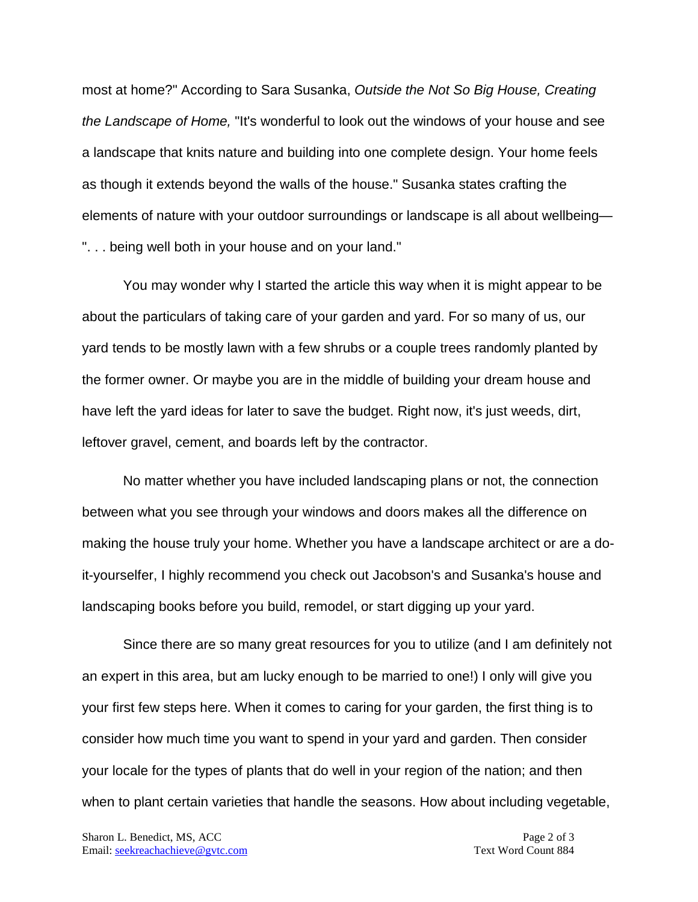most at home?" According to Sara Susanka, *Outside the Not So Big House, Creating the Landscape of Home,* "It's wonderful to look out the windows of your house and see a landscape that knits nature and building into one complete design. Your home feels as though it extends beyond the walls of the house." Susanka states crafting the elements of nature with your outdoor surroundings or landscape is all about wellbeing—". . . being well both in your house and on your land."

You may wonder why I started the article this way when it is might appear to be about the particulars of taking care of your garden and yard. For so many of us, our yard tends to be mostly lawn with a few shrubs or a couple trees randomly planted by the former owner. Or maybe you are in the middle of building your dream house and have left the yard ideas for later to save the budget. Right now, it's just weeds, dirt, leftover gravel, cement, and boards left by the contractor.

No matter whether you have included landscaping plans or not, the connection between what you see through your windows and doors makes all the difference on making the house truly your home. Whether you have a landscape architect or are a do-it-yourselfer, I highly recommend you check out Jacobson's and Susanka's house and landscaping books before you build, remodel, or start digging up your yard.

Since there are so many great resources for you to utilize (and I am definitely not an expert in this area, but am lucky enough to be married to one!) I only will give you your first few steps here. When it comes to caring for your garden, the first thing is to consider how much time you want to spend in your yard and garden. Then consider your locale for the types of plants that do well in your region of the nation; and then when to plant certain varieties that handle the seasons. How about including vegetable,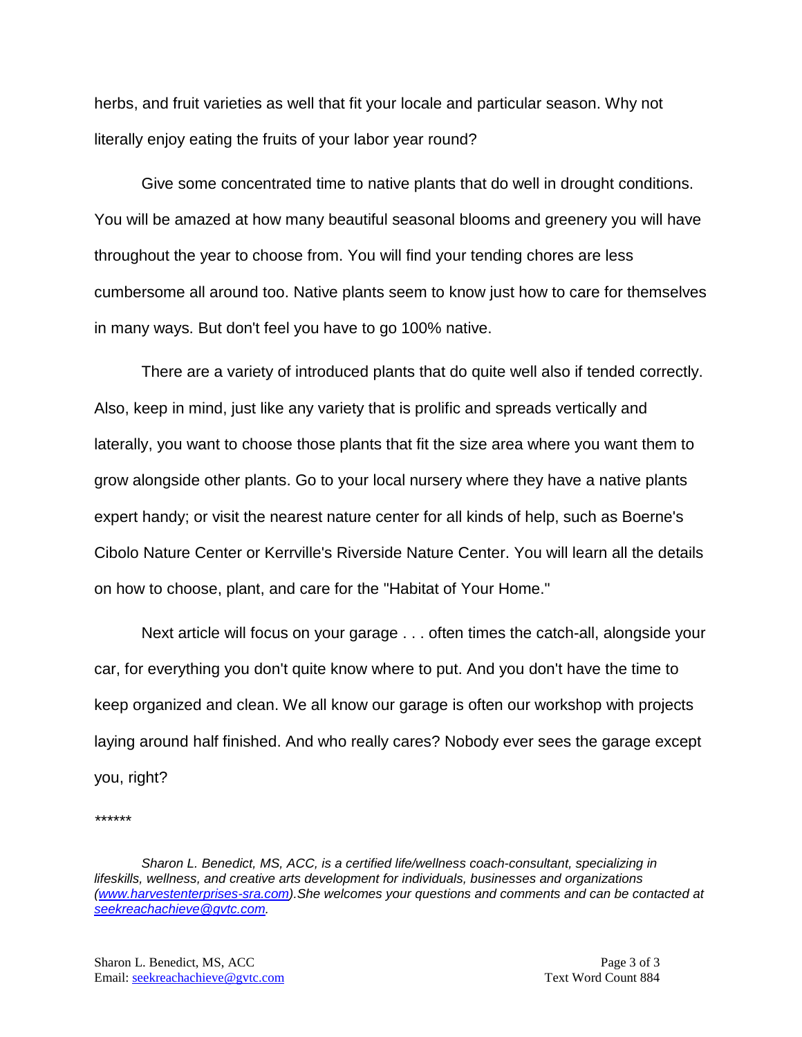herbs, and fruit varieties as well that fit your locale and particular season. Why not literally enjoy eating the fruits of your labor year round?

Give some concentrated time to native plants that do well in drought conditions. You will be amazed at how many beautiful seasonal blooms and greenery you will have throughout the year to choose from. You will find your tending chores are less cumbersome all around too. Native plants seem to know just how to care for themselves in many ways. But don't feel you have to go 100% native.

There are a variety of introduced plants that do quite well also if tended correctly. Also, keep in mind, just like any variety that is prolific and spreads vertically and laterally, you want to choose those plants that fit the size area where you want them to grow alongside other plants. Go to your local nursery where they have a native plants expert handy; or visit the nearest nature center for all kinds of help, such as Boerne's Cibolo Nature Center or Kerrville's Riverside Nature Center. You will learn all the details on how to choose, plant, and care for the "Habitat of Your Home."

Next article will focus on your garage . . . often times the catch-all, alongside your car, for everything you don't quite know where to put. And you don't have the time to keep organized and clean. We all know our garage is often our workshop with projects laying around half finished. And who really cares? Nobody ever sees the garage except you, right?

*\*\*\*\*\**

*Sharon L. Benedict, MS, ACC, is a certified life/wellness coach-consultant, specializing in lifeskills, wellness, and creative arts development for individuals, businesses and organizations ([www.harvestenterprises-sra.com](http://www.harvestenterprises-sra.com)).She welcomes your questions and comments and can be contacted at [seekreachachieve@gvtc.com](mailto:seekreachachieve@gvtc.com).*

Text Word Count 884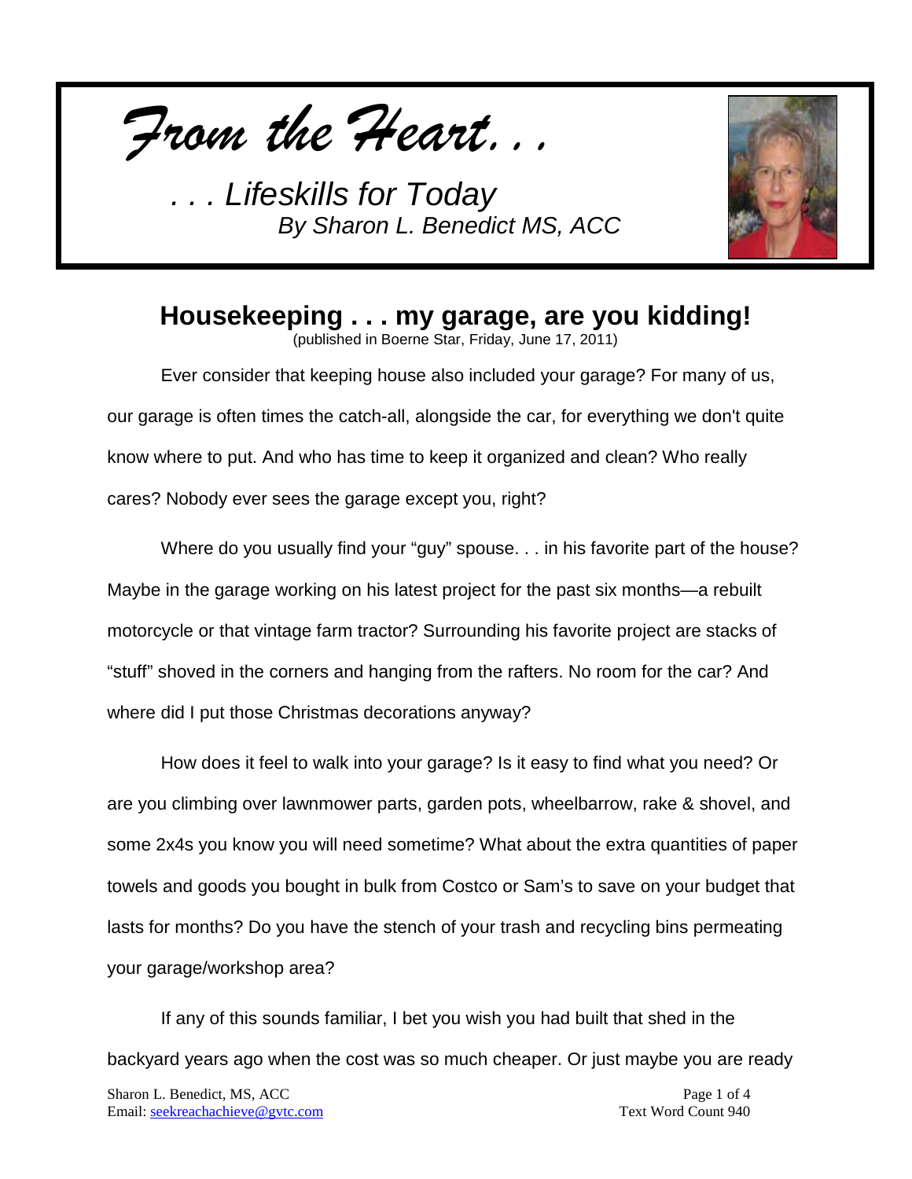*From the Heart...*

*. . . Lifeskills for Today*
*By Sharon L. Benedict MS, ACC*

## Housekeeping . . . my garage, are you kidding!

(published in Boerne Star, Friday, June 17, 2011)

Ever consider that keeping house also included your garage? For many of us, our garage is often times the catch-all, alongside the car, for everything we don't quite know where to put. And who has time to keep it organized and clean? Who really cares? Nobody ever sees the garage except you, right?

Where do you usually find your "guy" spouse. . . in his favorite part of the house? Maybe in the garage working on his latest project for the past six months—a rebuilt motorcycle or that vintage farm tractor? Surrounding his favorite project are stacks of "stuff" shoved in the corners and hanging from the rafters. No room for the car? And where did I put those Christmas decorations anyway?

How does it feel to walk into your garage? Is it easy to find what you need? Or are you climbing over lawnmower parts, garden pots, wheelbarrow, rake & shovel, and some 2x4s you know you will need sometime? What about the extra quantities of paper towels and goods you bought in bulk from Costco or Sam's to save on your budget that lasts for months? Do you have the stench of your trash and recycling bins permeating your garage/workshop area?

If any of this sounds familiar, I bet you wish you had built that shed in the backyard years ago when the cost was so much cheaper. Or just maybe you are ready

Sharon L. Benedict, MS, ACC
Email: seekreachachieve@gvtc.com

Text Word Count 940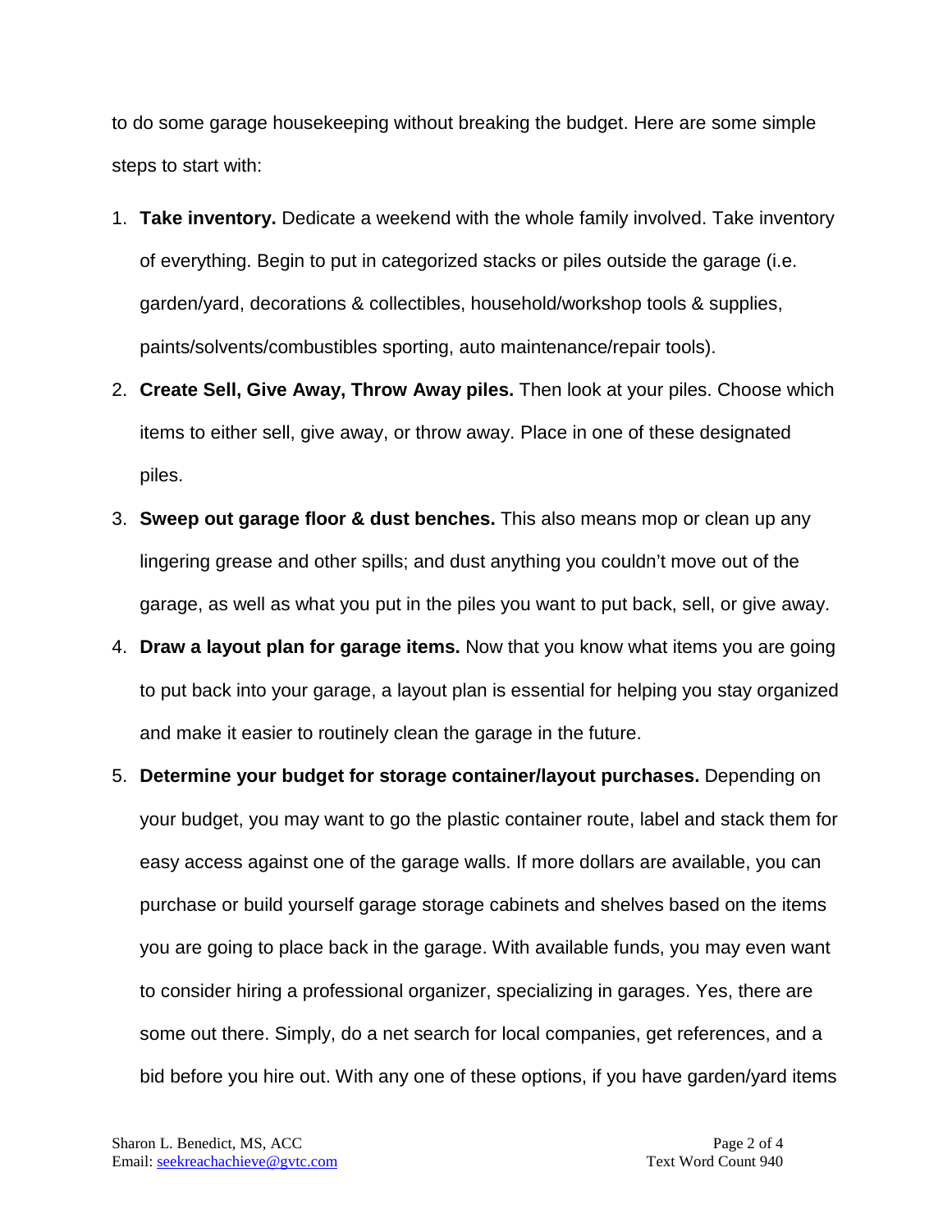to do some garage housekeeping without breaking the budget. Here are some simple steps to start with:

1. **Take inventory.** Dedicate a weekend with the whole family involved. Take inventory of everything. Begin to put in categorized stacks or piles outside the garage (i.e. garden/yard, decorations & collectibles, household/workshop tools & supplies, paints/solvents/combustibles sporting, auto maintenance/repair tools).
2. **Create Sell, Give Away, Throw Away piles.** Then look at your piles. Choose which items to either sell, give away, or throw away. Place in one of these designated piles.
3. **Sweep out garage floor & dust benches.** This also means mop or clean up any lingering grease and other spills; and dust anything you couldn't move out of the garage, as well as what you put in the piles you want to put back, sell, or give away.
4. **Draw a layout plan for garage items.** Now that you know what items you are going to put back into your garage, a layout plan is essential for helping you stay organized and make it easier to routinely clean the garage in the future.
5. **Determine your budget for storage container/layout purchases.** Depending on your budget, you may want to go the plastic container route, label and stack them for easy access against one of the garage walls. If more dollars are available, you can purchase or build yourself garage storage cabinets and shelves based on the items you are going to place back in the garage. With available funds, you may even want to consider hiring a professional organizer, specializing in garages. Yes, there are some out there. Simply, do a net search for local companies, get references, and a bid before you hire out. With any one of these options, if you have garden/yard items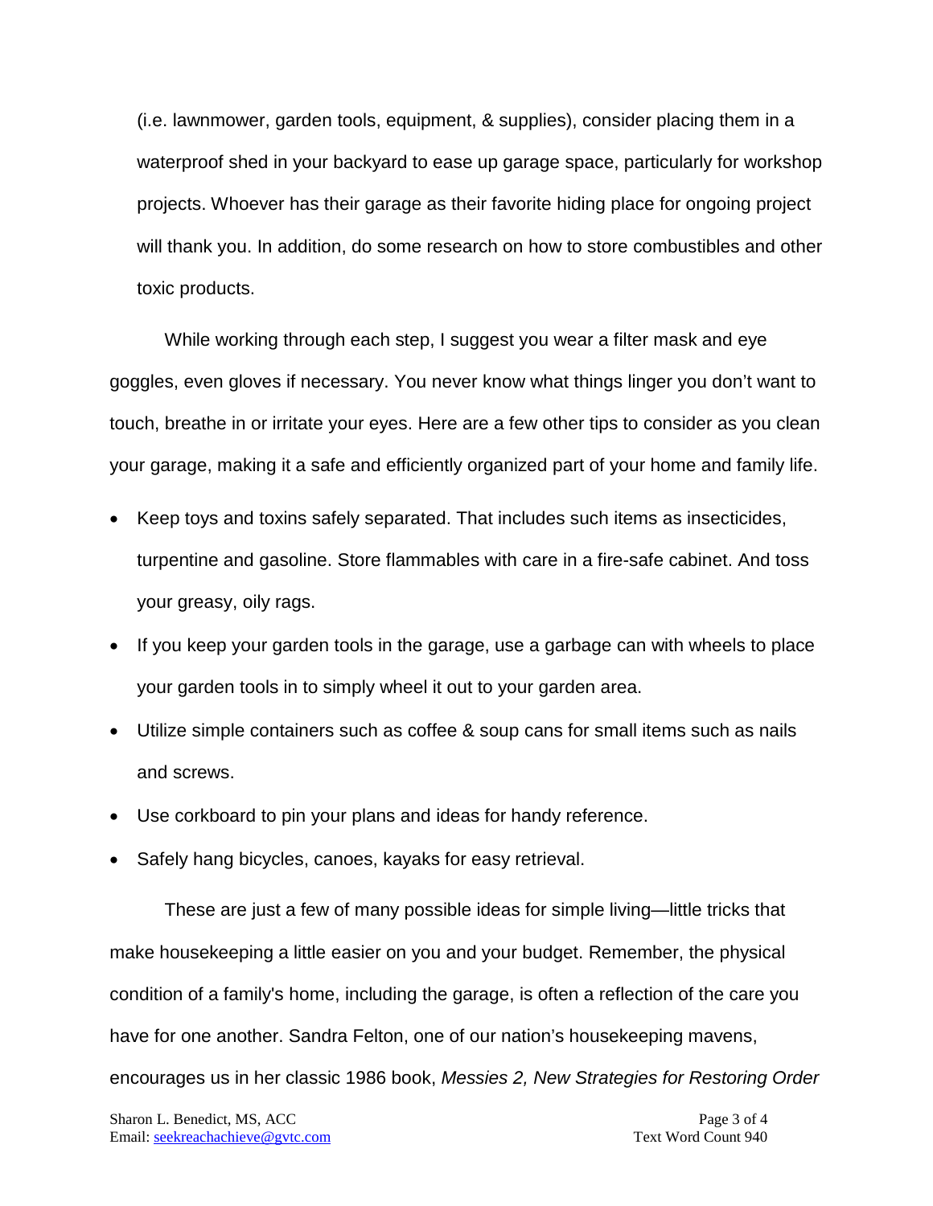(i.e. lawnmower, garden tools, equipment, & supplies), consider placing them in a waterproof shed in your backyard to ease up garage space, particularly for workshop projects. Whoever has their garage as their favorite hiding place for ongoing project will thank you. In addition, do some research on how to store combustibles and other toxic products.

While working through each step, I suggest you wear a filter mask and eye goggles, even gloves if necessary. You never know what things linger you don't want to touch, breathe in or irritate your eyes. Here are a few other tips to consider as you clean your garage, making it a safe and efficiently organized part of your home and family life.

- Keep toys and toxins safely separated. That includes such items as insecticides, turpentine and gasoline. Store flammables with care in a fire-safe cabinet. And toss your greasy, oily rags.
- If you keep your garden tools in the garage, use a garbage can with wheels to place your garden tools in to simply wheel it out to your garden area.
- Utilize simple containers such as coffee & soup cans for small items such as nails and screws.
- Use corkboard to pin your plans and ideas for handy reference.
- Safely hang bicycles, canoes, kayaks for easy retrieval.

These are just a few of many possible ideas for simple living—little tricks that make housekeeping a little easier on you and your budget. Remember, the physical condition of a family's home, including the garage, is often a reflection of the care you have for one another. Sandra Felton, one of our nation's housekeeping mavens, encourages us in her classic 1986 book, *Messies 2, New Strategies for Restoring Order*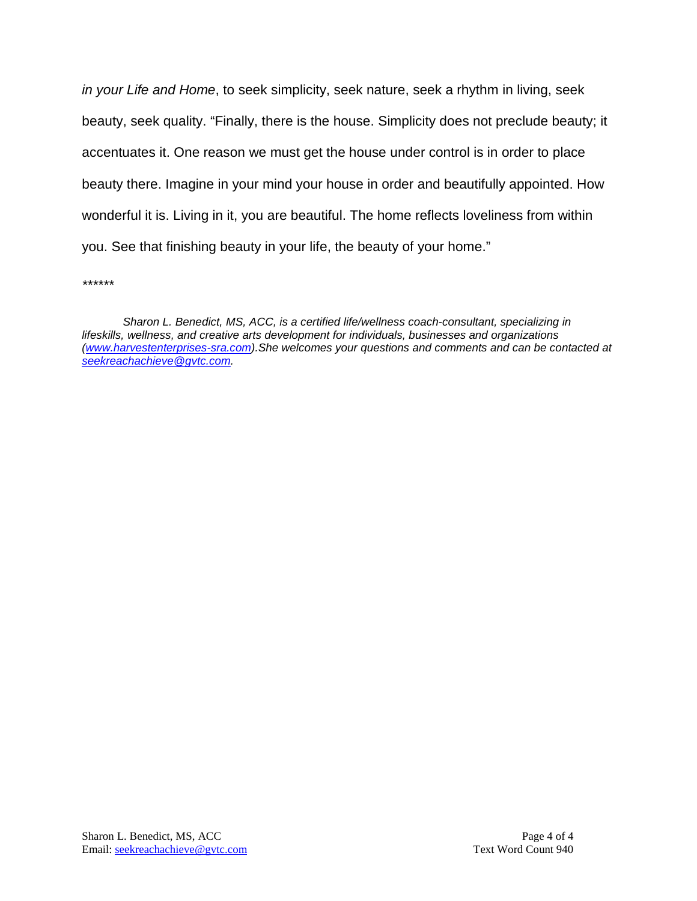*in your Life and Home*, to seek simplicity, seek nature, seek a rhythm in living, seek beauty, seek quality. “Finally, there is the house. Simplicity does not preclude beauty; it accentuates it. One reason we must get the house under control is in order to place beauty there. Imagine in your mind your house in order and beautifully appointed. How wonderful it is. Living in it, you are beautiful. The home reflects loveliness from within you. See that finishing beauty in your life, the beauty of your home.”

******

*Sharon L. Benedict, MS, ACC, is a certified life/wellness coach-consultant, specializing in lifeskills, wellness, and creative arts development for individuals, businesses and organizations ([www.harvestenterprises-sra.com](http://www.harvestenterprises-sra.com)).She welcomes your questions and comments and can be contacted at [seekreachachieve@gvtc.com](mailto:seekreachachieve@gvtc.com).*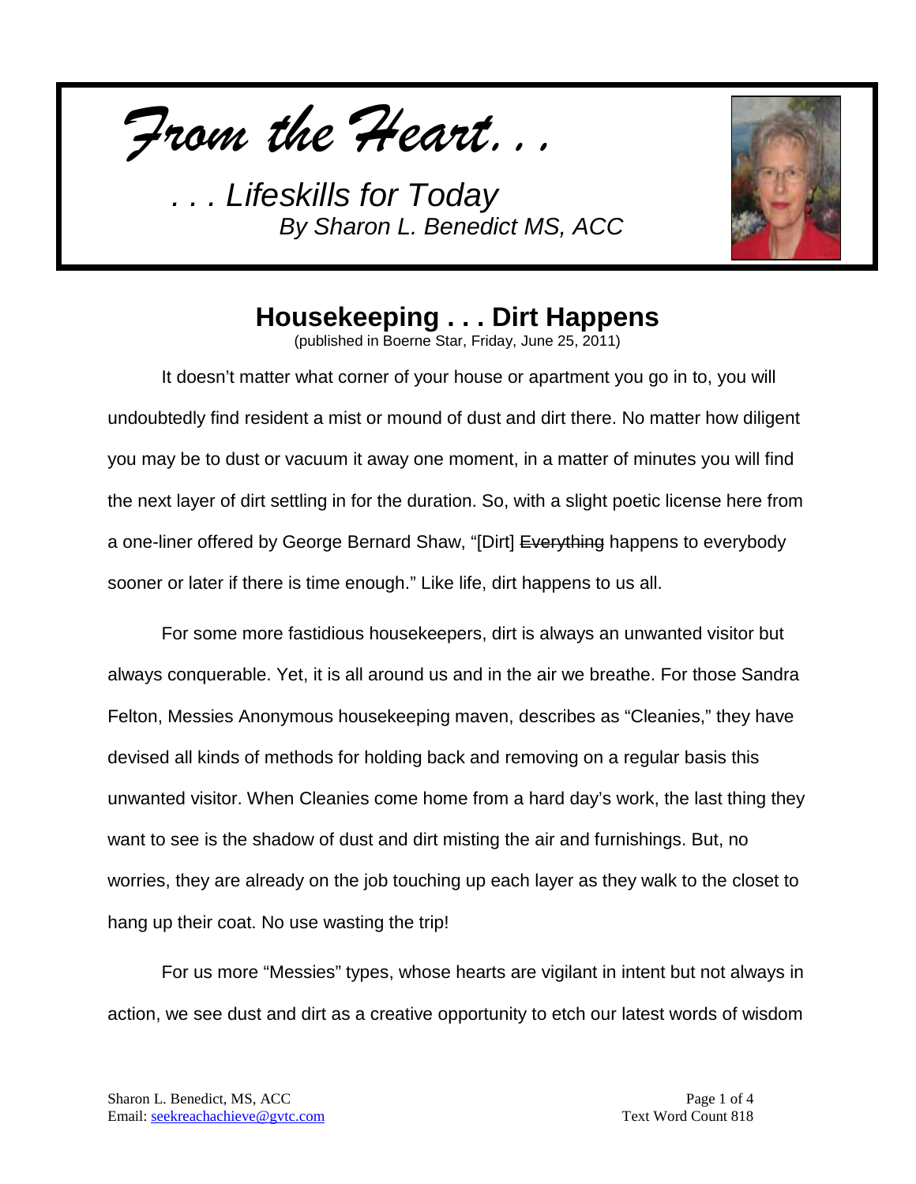*From the Heart. . .*

*. . . Lifeskills for Today*
*By Sharon L. Benedict MS, ACC*

# Housekeeping . . . Dirt Happens

(published in Boerne Star, Friday, June 25, 2011)

It doesn't matter what corner of your house or apartment you go in to, you will undoubtedly find resident a mist or mound of dust and dirt there. No matter how diligent you may be to dust or vacuum it away one moment, in a matter of minutes you will find the next layer of dirt settling in for the duration. So, with a slight poetic license here from a one-liner offered by George Bernard Shaw, "[Dirt] ~~Everything~~ happens to everybody sooner or later if there is time enough." Like life, dirt happens to us all.

For some more fastidious housekeepers, dirt is always an unwanted visitor but always conquerable. Yet, it is all around us and in the air we breathe. For those Sandra Felton, Messies Anonymous housekeeping maven, describes as "Cleanies," they have devised all kinds of methods for holding back and removing on a regular basis this unwanted visitor. When Cleanies come home from a hard day's work, the last thing they want to see is the shadow of dust and dirt misting the air and furnishings. But, no worries, they are already on the job touching up each layer as they walk to the closet to hang up their coat. No use wasting the trip!

For us more "Messies" types, whose hearts are vigilant in intent but not always in action, we see dust and dirt as a creative opportunity to etch our latest words of wisdom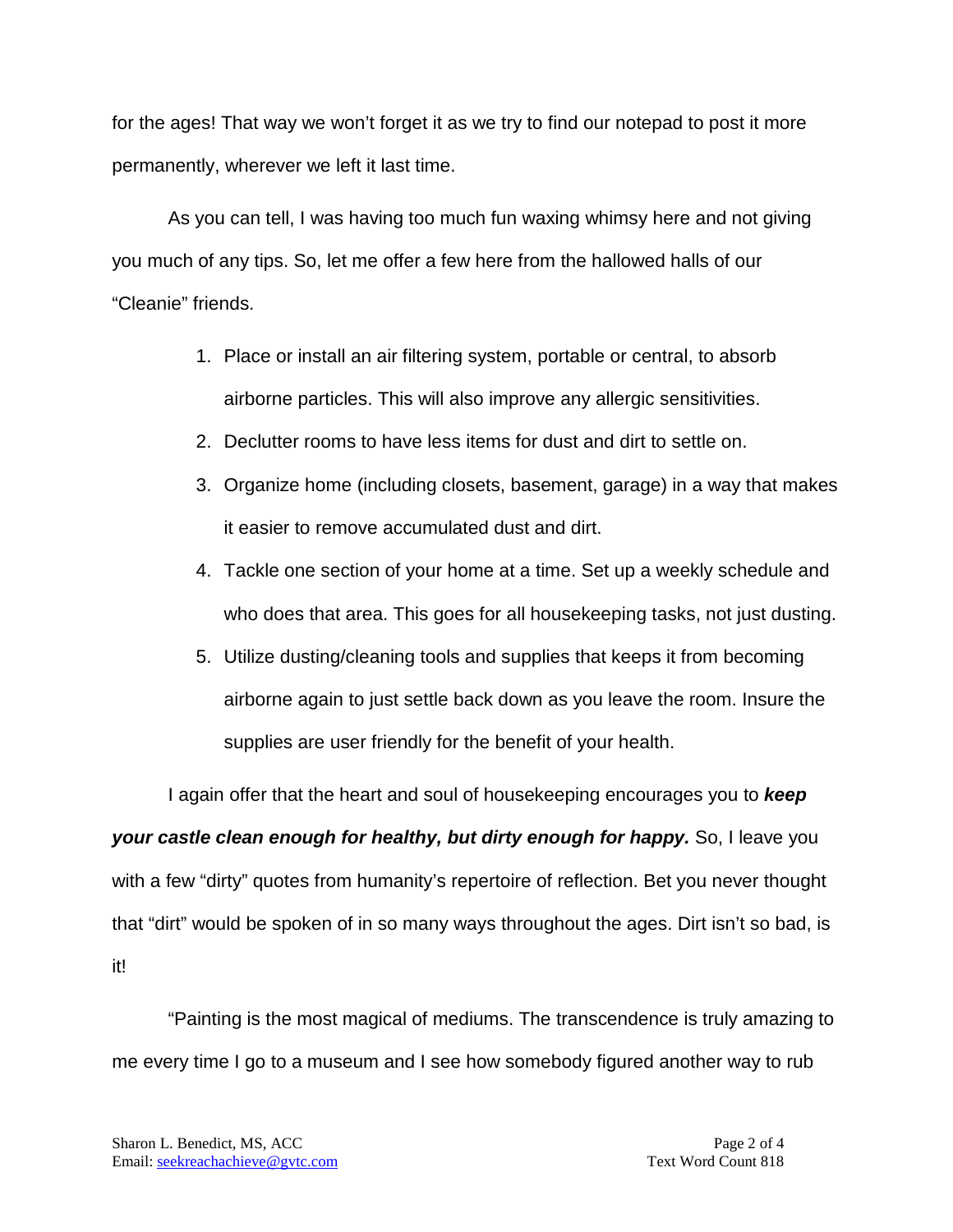for the ages! That way we won't forget it as we try to find our notepad to post it more permanently, wherever we left it last time.

As you can tell, I was having too much fun waxing whimsy here and not giving you much of any tips. So, let me offer a few here from the hallowed halls of our "Cleanie" friends.

1. Place or install an air filtering system, portable or central, to absorb airborne particles. This will also improve any allergic sensitivities.
2. Declutter rooms to have less items for dust and dirt to settle on.
3. Organize home (including closets, basement, garage) in a way that makes it easier to remove accumulated dust and dirt.
4. Tackle one section of your home at a time. Set up a weekly schedule and who does that area. This goes for all housekeeping tasks, not just dusting.
5. Utilize dusting/cleaning tools and supplies that keeps it from becoming airborne again to just settle back down as you leave the room. Insure the supplies are user friendly for the benefit of your health.

I again offer that the heart and soul of housekeeping encourages you to ***keep your castle clean enough for healthy, but dirty enough for happy.*** So, I leave you with a few "dirty" quotes from humanity's repertoire of reflection. Bet you never thought that "dirt" would be spoken of in so many ways throughout the ages. Dirt isn't so bad, is it!

"Painting is the most magical of mediums. The transcendence is truly amazing to me every time I go to a museum and I see how somebody figured another way to rub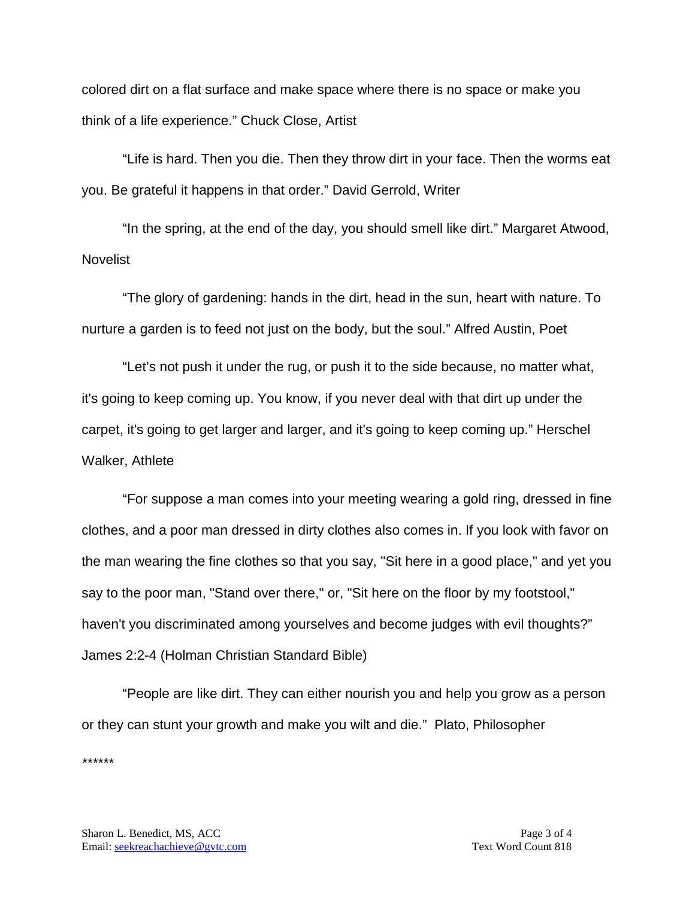colored dirt on a flat surface and make space where there is no space or make you think of a life experience." Chuck Close, Artist

"Life is hard. Then you die. Then they throw dirt in your face. Then the worms eat you. Be grateful it happens in that order." David Gerrold, Writer

"In the spring, at the end of the day, you should smell like dirt." Margaret Atwood, Novelist

"The glory of gardening: hands in the dirt, head in the sun, heart with nature. To nurture a garden is to feed not just on the body, but the soul." Alfred Austin, Poet

"Let's not push it under the rug, or push it to the side because, no matter what, it's going to keep coming up. You know, if you never deal with that dirt up under the carpet, it's going to get larger and larger, and it's going to keep coming up." Herschel Walker, Athlete

"For suppose a man comes into your meeting wearing a gold ring, dressed in fine clothes, and a poor man dressed in dirty clothes also comes in. If you look with favor on the man wearing the fine clothes so that you say, "Sit here in a good place," and yet you say to the poor man, "Stand over there," or, "Sit here on the floor by my footstool," haven't you discriminated among yourselves and become judges with evil thoughts?" James 2:2-4 (Holman Christian Standard Bible)

"People are like dirt. They can either nourish you and help you grow as a person or they can stunt your growth and make you wilt and die." Plato, Philosopher

******

Sharon L. Benedict, MS, ACC
Email: seekreachachieve@gvtc.com

Text Word Count 818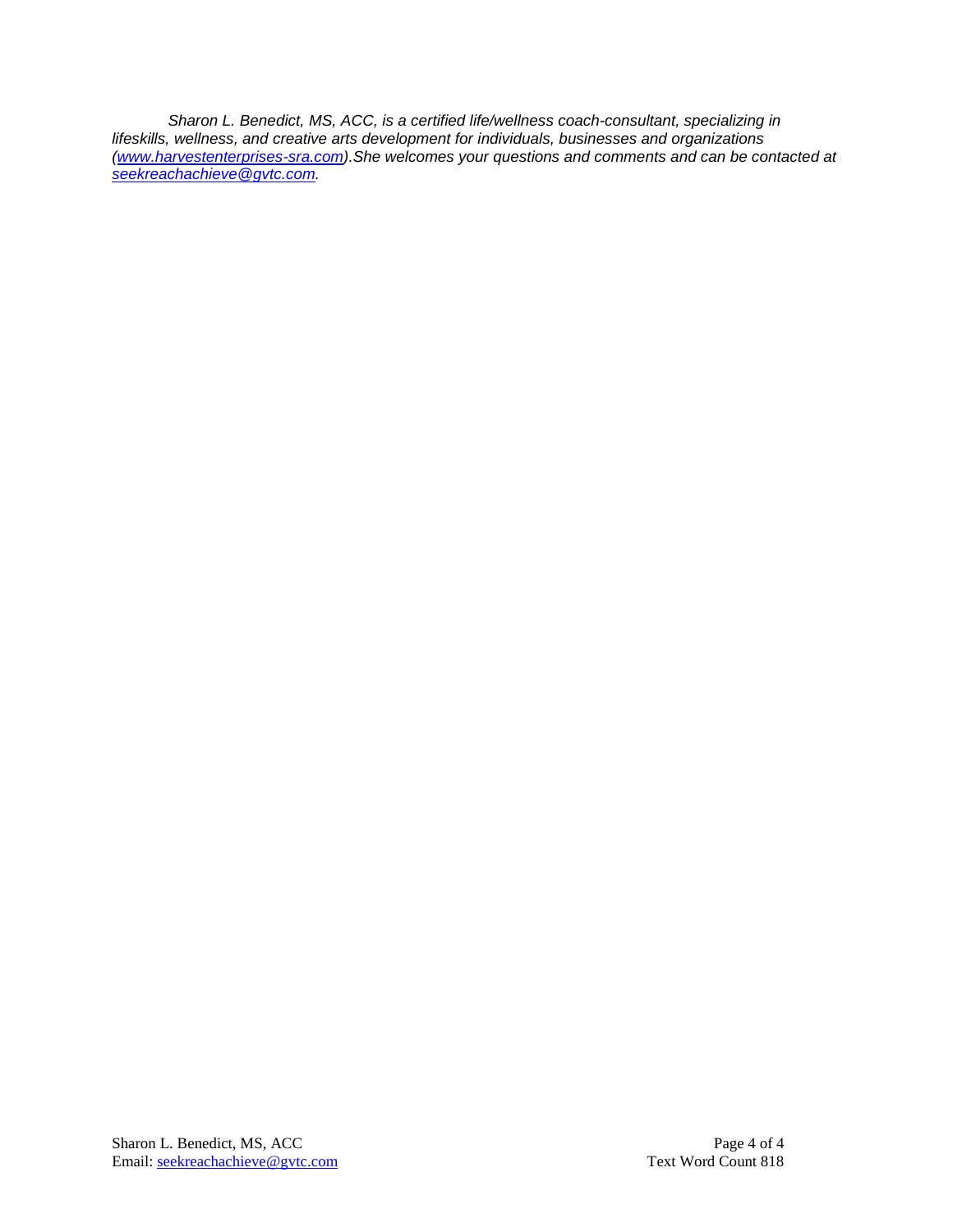*Sharon L. Benedict, MS, ACC, is a certified life/wellness coach-consultant, specializing in lifeskills, wellness, and creative arts development for individuals, businesses and organizations ([www.harvestenterprises-sra.com](http://www.harvestenterprises-sra.com)).She welcomes your questions and comments and can be contacted at [seekreachachieve@gvtc.com](mailto:seekreachachieve@gvtc.com).*